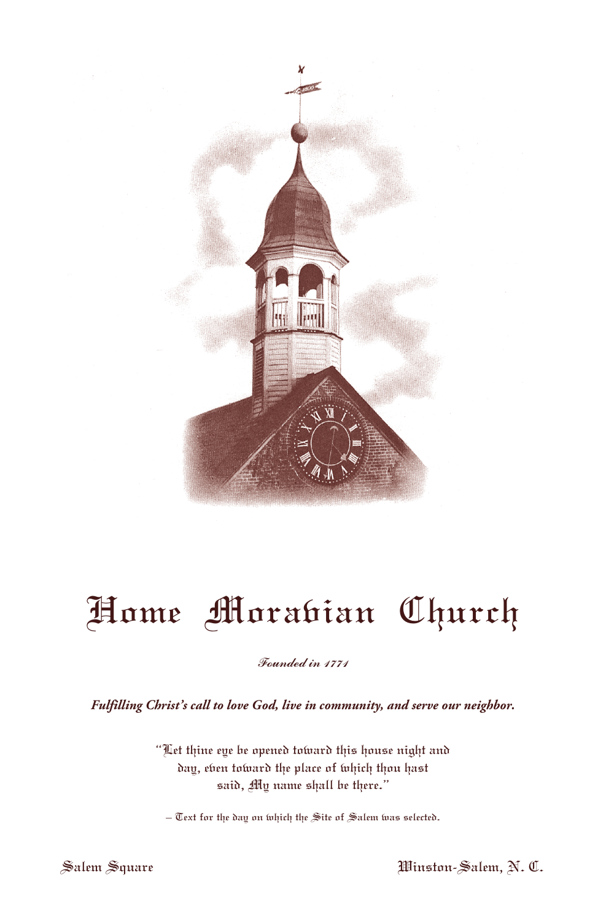# Home Moravian Church

*Founded in 1771*

***Fulfilling Christ's call to love God, live in community, and serve our neighbor.***

"Let thine eye be opened toward this house night and day, even toward the place of which thou hast said, My name shall be there."

– Text for the day on which the Site of Salem was selected.

Salem Square

Winston-Salem, N. C.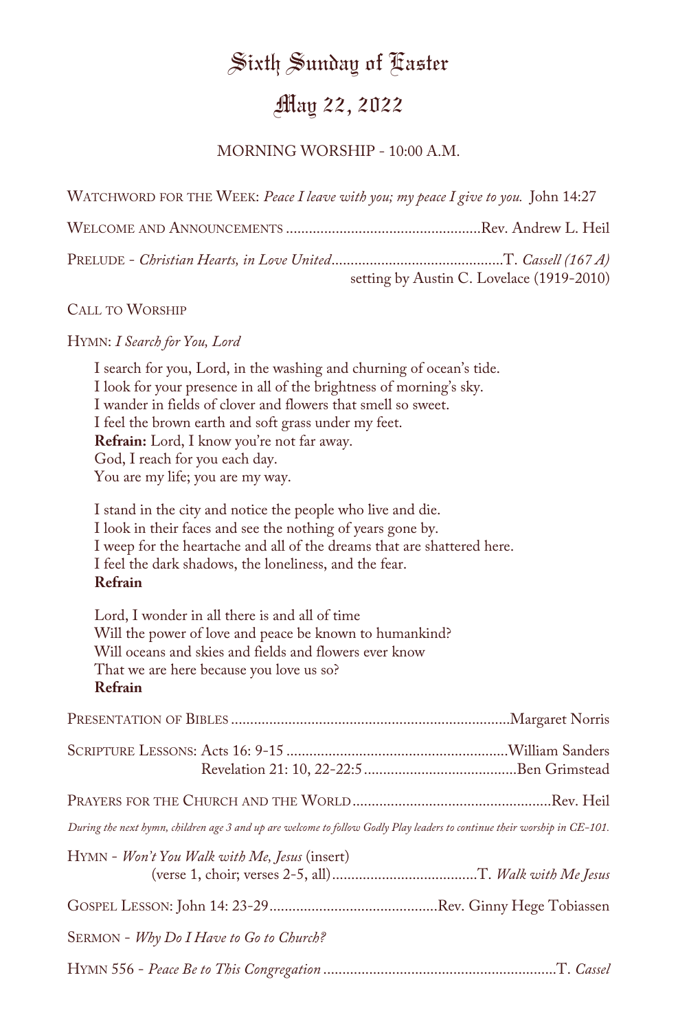# Sixth Sunday of Easter

# May 22, 2022

MORNING WORSHIP - 10:00 A.M.

WATCHWORD FOR THE WEEK: *Peace I leave with you; my peace I give to you.* John 14:27

WELCOME AND ANNOUNCEMENTS ..................................................Rev. Andrew L. Heil

PRELUDE - *Christian Hearts, in Love United*............................................T. *Cassell (167 A)*
setting by Austin C. Lovelace (1919-2010)

CALL TO WORSHIP

HYMN: *I Search for You, Lord*

I search for you, Lord, in the washing and churning of ocean's tide.
I look for your presence in all of the brightness of morning's sky.
I wander in fields of clover and flowers that smell so sweet.
I feel the brown earth and soft grass under my feet.
**Refrain:** Lord, I know you're not far away.
God, I reach for you each day.
You are my life; you are my way.

I stand in the city and notice the people who live and die.
I look in their faces and see the nothing of years gone by.
I weep for the heartache and all of the dreams that are shattered here.
I feel the dark shadows, the loneliness, and the fear.
**Refrain**

Lord, I wonder in all there is and all of time
Will the power of love and peace be known to humankind?
Will oceans and skies and fields and flowers ever know
That we are here because you love us so?
**Refrain**

PRESENTATION OF BIBLES ........................................................................Margaret Norris

SCRIPTURE LESSONS: Acts 16: 9-15 .........................................................William Sanders
Revelation 21: 10, 22-22:5........................................Ben Grimstead

PRAYERS FOR THE CHURCH AND THE WORLD....................................................Rev. Heil

*During the next hymn, children age 3 and up are welcome to follow Godly Play leaders to continue their worship in CE-101.*

HYMN - *Won't You Walk with Me, Jesus* (insert)
(verse 1, choir; verses 2-5, all)......................................T. *Walk with Me Jesus*

GOSPEL LESSON: John 14: 23-29............................................Rev. Ginny Hege Tobiassen

SERMON - *Why Do I Have to Go to Church?*

HYMN 556 - *Peace Be to This Congregation* ............................................................T. *Cassel*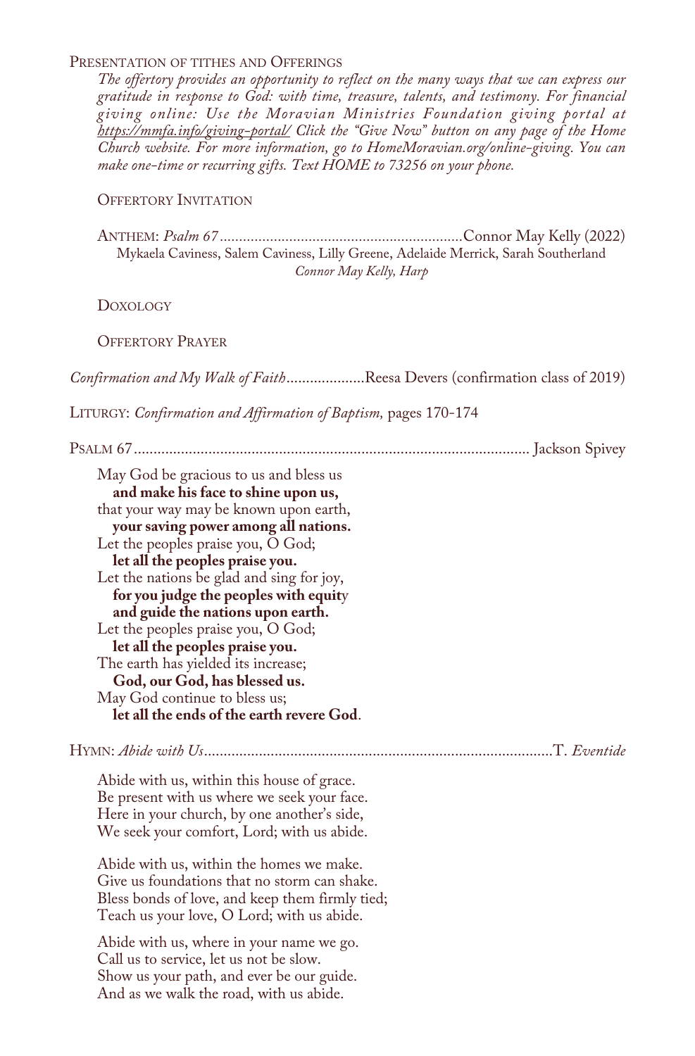Presentation of tithes and Offerings

*The offertory provides an opportunity to reflect on the many ways that we can express our gratitude in response to God: with time, treasure, talents, and testimony. For financial giving online: Use the Moravian Ministries Foundation giving portal at https://mmfa.info/giving-portal/ Click the "Give Now" button on any page of the Home Church website. For more information, go to HomeMoravian.org/online-giving. You can make one-time or recurring gifts. Text HOME to 73256 on your phone.*

Offertory Invitation

Anthem: *Psalm 67* .............................................................. Connor May Kelly (2022)
Mykaela Caviness, Salem Caviness, Lilly Greene, Adelaide Merrick, Sarah Southerland
*Connor May Kelly, Harp*

Doxology

Offertory Prayer

*Confirmation and My Walk of Faith* .................... Reesa Devers (confirmation class of 2019)

Liturgy: *Confirmation and Affirmation of Baptism,* pages 170-174

Psalm 67 ..................................................................................................... Jackson Spivey

May God be gracious to us and bless us
**and make his face to shine upon us,**
that your way may be known upon earth,
**your saving power among all nations.**
Let the peoples praise you, O God;
**let all the peoples praise you.**
Let the nations be glad and sing for joy,
**for you judge the peoples with equity**
**and guide the nations upon earth.**
Let the peoples praise you, O God;
**let all the peoples praise you.**
The earth has yielded its increase;
**God, our God, has blessed us.**
May God continue to bless us;
**let all the ends of the earth revere God**.

Hymn: *Abide with Us* ........................................................................................ T. *Eventide*

Abide with us, within this house of grace.
Be present with us where we seek your face.
Here in your church, by one another's side,
We seek your comfort, Lord; with us abide.

Abide with us, within the homes we make.
Give us foundations that no storm can shake.
Bless bonds of love, and keep them firmly tied;
Teach us your love, O Lord; with us abide.

Abide with us, where in your name we go.
Call us to service, let us not be slow.
Show us your path, and ever be our guide.
And as we walk the road, with us abide.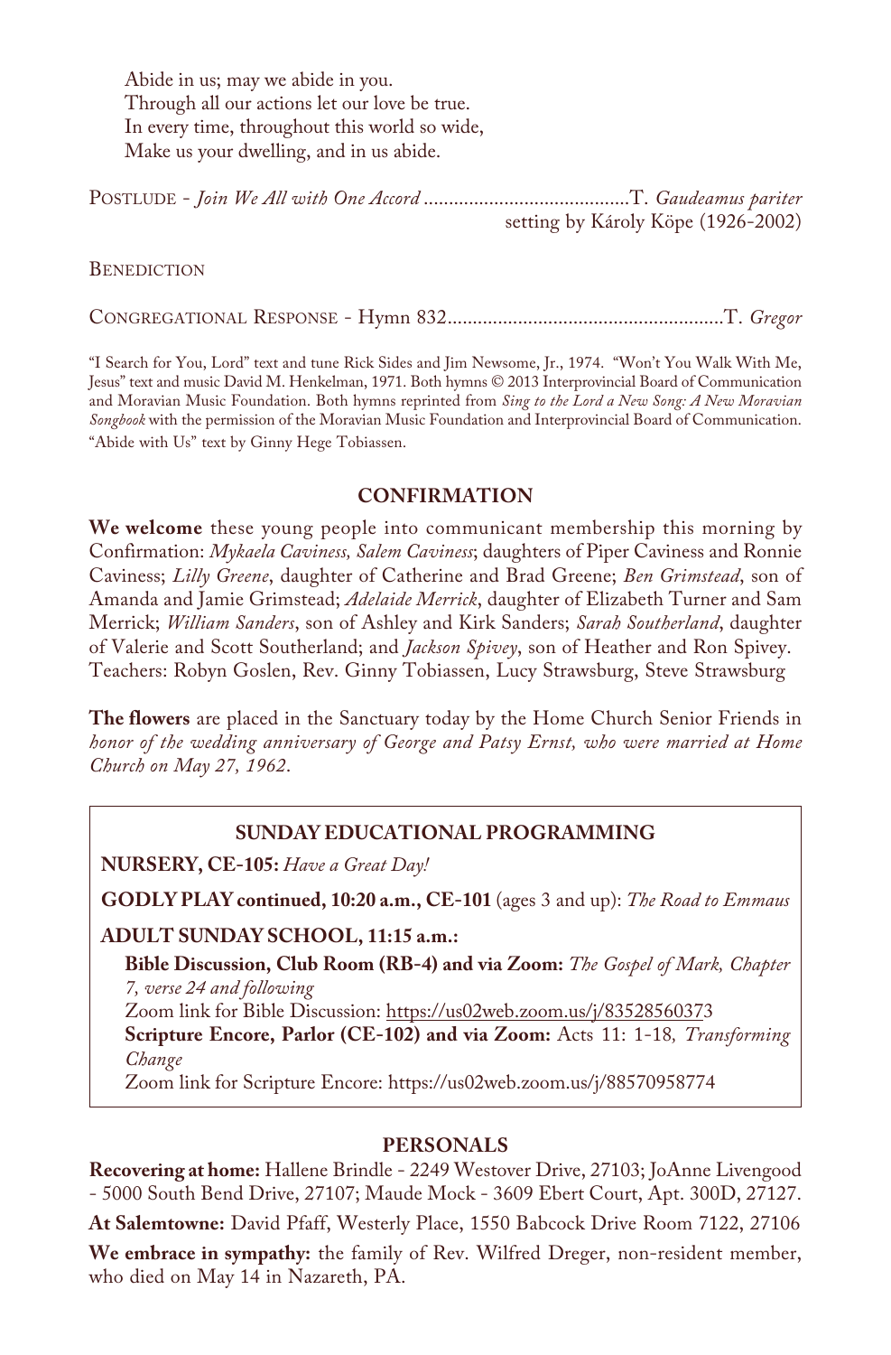Abide in us; may we abide in you.  
Through all our actions let our love be true.  
In every time, throughout this world so wide,  
Make us your dwelling, and in us abide.

Postlude - *Join We All with One Accord* ......................................... T. *Gaudeamus pariter*  
setting by Károly Köpe (1926-2002)

Benediction

Congregational Response - Hymn 832....................................................... T. *Gregor*

"I Search for You, Lord" text and tune Rick Sides and Jim Newsome, Jr., 1974. "Won't You Walk With Me, Jesus" text and music David M. Henkelman, 1971. Both hymns © 2013 Interprovincial Board of Communication and Moravian Music Foundation. Both hymns reprinted from *Sing to the Lord a New Song: A New Moravian Songbook* with the permission of the Moravian Music Foundation and Interprovincial Board of Communication. "Abide with Us" text by Ginny Hege Tobiassen.

## CONFIRMATION

**We welcome** these young people into communicant membership this morning by Confirmation: *Mykaela Caviness, Salem Caviness*; daughters of Piper Caviness and Ronnie Caviness; *Lilly Greene*, daughter of Catherine and Brad Greene; *Ben Grimstead*, son of Amanda and Jamie Grimstead; *Adelaide Merrick*, daughter of Elizabeth Turner and Sam Merrick; *William Sanders*, son of Ashley and Kirk Sanders; *Sarah Southerland*, daughter of Valerie and Scott Southerland; and *Jackson Spivey*, son of Heather and Ron Spivey. Teachers: Robyn Goslen, Rev. Ginny Tobiassen, Lucy Strawsburg, Steve Strawsburg

**The flowers** are placed in the Sanctuary today by the Home Church Senior Friends in *honor of the wedding anniversary of George and Patsy Ernst, who were married at Home Church on May 27, 1962*.

## SUNDAY EDUCATIONAL PROGRAMMING

**NURSERY, CE-105:** *Have a Great Day!*

**GODLY PLAY continued, 10:20 a.m., CE-101** (ages 3 and up): *The Road to Emmaus*

**ADULT SUNDAY SCHOOL, 11:15 a.m.:**

**Bible Discussion, Club Room (RB-4) and via Zoom:** *The Gospel of Mark, Chapter 7, verse 24 and following*  
Zoom link for Bible Discussion: https://us02web.zoom.us/j/83528560373  
**Scripture Encore, Parlor (CE-102) and via Zoom:** Acts 11: 1-18, *Transforming Change*  
Zoom link for Scripture Encore: https://us02web.zoom.us/j/88570958774

## PERSONALS

**Recovering at home:** Hallene Brindle - 2249 Westover Drive, 27103; JoAnne Livengood - 5000 South Bend Drive, 27107; Maude Mock - 3609 Ebert Court, Apt. 300D, 27127.

**At Salemtowne:** David Pfaff, Westerly Place, 1550 Babcock Drive Room 7122, 27106

**We embrace in sympathy:** the family of Rev. Wilfred Dreger, non-resident member, who died on May 14 in Nazareth, PA.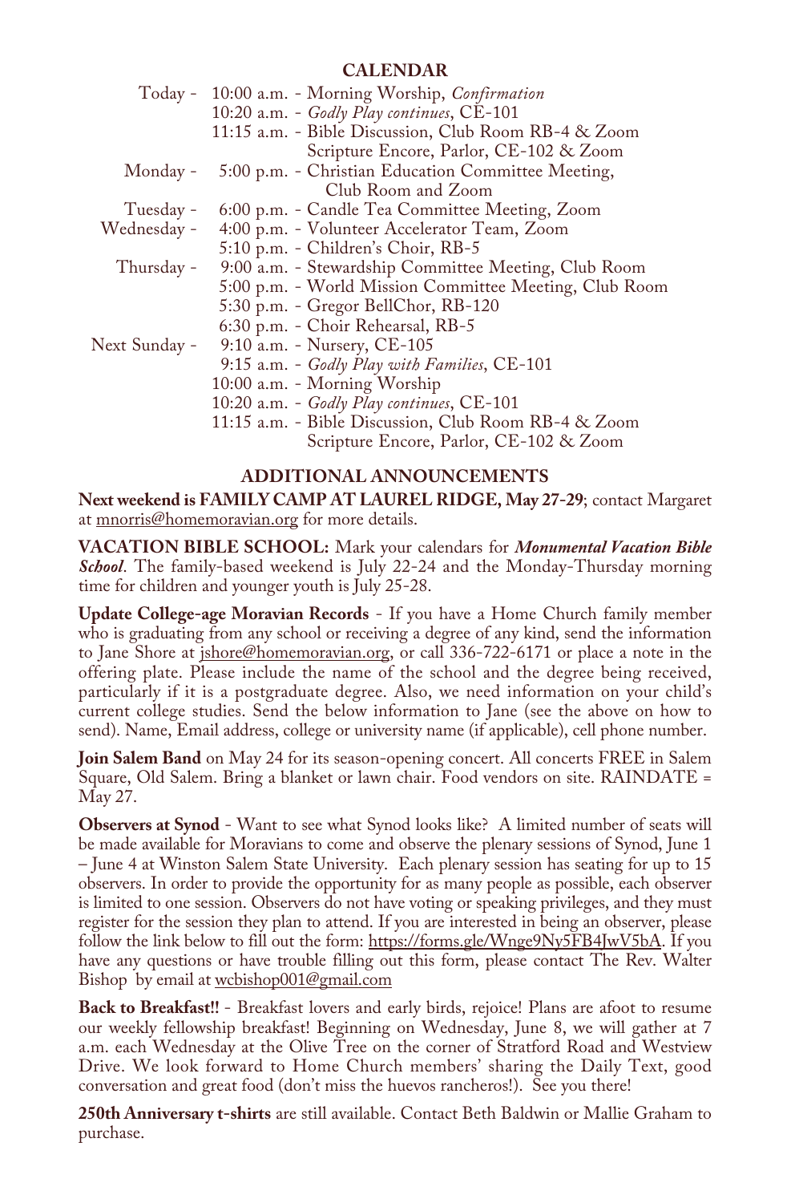## CALENDAR

| | |
|---|---|
| Today - | 10:00 a.m. - Morning Worship, *Confirmation* |
| | 10:20 a.m. - *Godly Play continues*, CE-101 |
| | 11:15 a.m. - Bible Discussion, Club Room RB-4 & Zoom |
| | Scripture Encore, Parlor, CE-102 & Zoom |
| Monday - | 5:00 p.m. - Christian Education Committee Meeting, Club Room and Zoom |
| Tuesday - | 6:00 p.m. - Candle Tea Committee Meeting, Zoom |
| Wednesday - | 4:00 p.m. - Volunteer Accelerator Team, Zoom |
| | 5:10 p.m. - Children's Choir, RB-5 |
| Thursday - | 9:00 a.m. - Stewardship Committee Meeting, Club Room |
| | 5:00 p.m. - World Mission Committee Meeting, Club Room |
| | 5:30 p.m. - Gregor BellChor, RB-120 |
| | 6:30 p.m. - Choir Rehearsal, RB-5 |
| Next Sunday - | 9:10 a.m. - Nursery, CE-105 |
| | 9:15 a.m. - *Godly Play with Families*, CE-101 |
| | 10:00 a.m. - Morning Worship |
| | 10:20 a.m. - *Godly Play continues*, CE-101 |
| | 11:15 a.m. - Bible Discussion, Club Room RB-4 & Zoom |
| | Scripture Encore, Parlor, CE-102 & Zoom |

## ADDITIONAL ANNOUNCEMENTS

**Next weekend is FAMILY CAMP AT LAUREL RIDGE, May 27-29**; contact Margaret at mnorris@homemoravian.org for more details.

**VACATION BIBLE SCHOOL:** Mark your calendars for ***Monumental Vacation Bible School***. The family-based weekend is July 22-24 and the Monday-Thursday morning time for children and younger youth is July 25-28.

**Update College-age Moravian Records** - If you have a Home Church family member who is graduating from any school or receiving a degree of any kind, send the information to Jane Shore at jshore@homemoravian.org, or call 336-722-6171 or place a note in the offering plate. Please include the name of the school and the degree being received, particularly if it is a postgraduate degree. Also, we need information on your child's current college studies. Send the below information to Jane (see the above on how to send). Name, Email address, college or university name (if applicable), cell phone number.

**Join Salem Band** on May 24 for its season-opening concert. All concerts FREE in Salem Square, Old Salem. Bring a blanket or lawn chair. Food vendors on site. RAINDATE = May 27.

**Observers at Synod** - Want to see what Synod looks like? A limited number of seats will be made available for Moravians to come and observe the plenary sessions of Synod, June 1 – June 4 at Winston Salem State University. Each plenary session has seating for up to 15 observers. In order to provide the opportunity for as many people as possible, each observer is limited to one session. Observers do not have voting or speaking privileges, and they must register for the session they plan to attend. If you are interested in being an observer, please follow the link below to fill out the form: https://forms.gle/Wnge9Ny5FB4JwV5bA. If you have any questions or have trouble filling out this form, please contact The Rev. Walter Bishop by email at wcbishop001@gmail.com

**Back to Breakfast!!** - Breakfast lovers and early birds, rejoice! Plans are afoot to resume our weekly fellowship breakfast! Beginning on Wednesday, June 8, we will gather at 7 a.m. each Wednesday at the Olive Tree on the corner of Stratford Road and Westview Drive. We look forward to Home Church members' sharing the Daily Text, good conversation and great food (don't miss the huevos rancheros!). See you there!

**250th Anniversary t-shirts** are still available. Contact Beth Baldwin or Mallie Graham to purchase.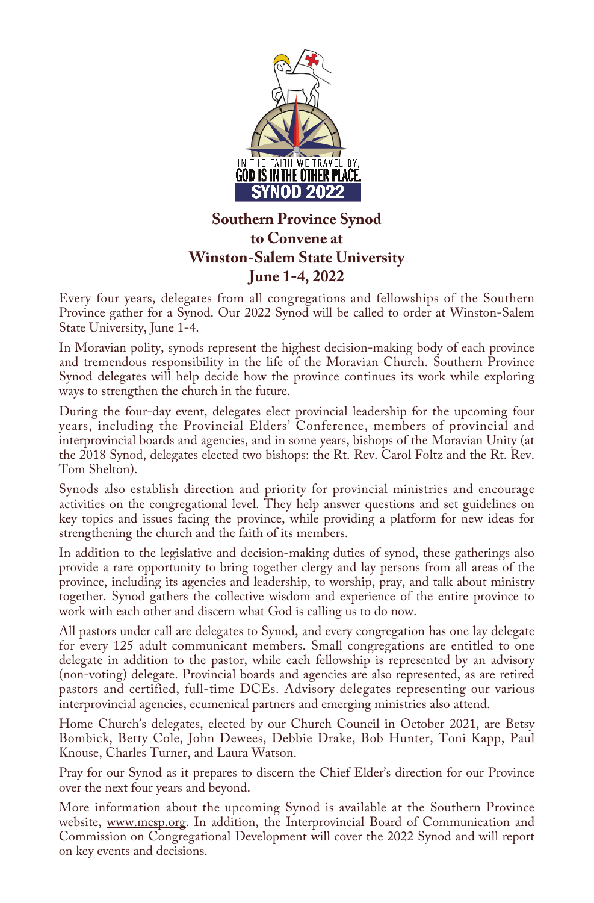IN THE FAITH WE TRAVEL BY,
GOD IS IN THE OTHER PLACE.
SYNOD 2022

# Southern Province Synod to Convene at Winston-Salem State University June 1-4, 2022

Every four years, delegates from all congregations and fellowships of the Southern Province gather for a Synod. Our 2022 Synod will be called to order at Winston-Salem State University, June 1-4.

In Moravian polity, synods represent the highest decision-making body of each province and tremendous responsibility in the life of the Moravian Church. Southern Province Synod delegates will help decide how the province continues its work while exploring ways to strengthen the church in the future.

During the four-day event, delegates elect provincial leadership for the upcoming four years, including the Provincial Elders' Conference, members of provincial and interprovincial boards and agencies, and in some years, bishops of the Moravian Unity (at the 2018 Synod, delegates elected two bishops: the Rt. Rev. Carol Foltz and the Rt. Rev. Tom Shelton).

Synods also establish direction and priority for provincial ministries and encourage activities on the congregational level. They help answer questions and set guidelines on key topics and issues facing the province, while providing a platform for new ideas for strengthening the church and the faith of its members.

In addition to the legislative and decision-making duties of synod, these gatherings also provide a rare opportunity to bring together clergy and lay persons from all areas of the province, including its agencies and leadership, to worship, pray, and talk about ministry together. Synod gathers the collective wisdom and experience of the entire province to work with each other and discern what God is calling us to do now.

All pastors under call are delegates to Synod, and every congregation has one lay delegate for every 125 adult communicant members. Small congregations are entitled to one delegate in addition to the pastor, while each fellowship is represented by an advisory (non-voting) delegate. Provincial boards and agencies are also represented, as are retired pastors and certified, full-time DCEs. Advisory delegates representing our various interprovincial agencies, ecumenical partners and emerging ministries also attend.

Home Church's delegates, elected by our Church Council in October 2021, are Betsy Bombick, Betty Cole, John Dewees, Debbie Drake, Bob Hunter, Toni Kapp, Paul Knouse, Charles Turner, and Laura Watson.

Pray for our Synod as it prepares to discern the Chief Elder's direction for our Province over the next four years and beyond.

More information about the upcoming Synod is available at the Southern Province website, www.mcsp.org. In addition, the Interprovincial Board of Communication and Commission on Congregational Development will cover the 2022 Synod and will report on key events and decisions.